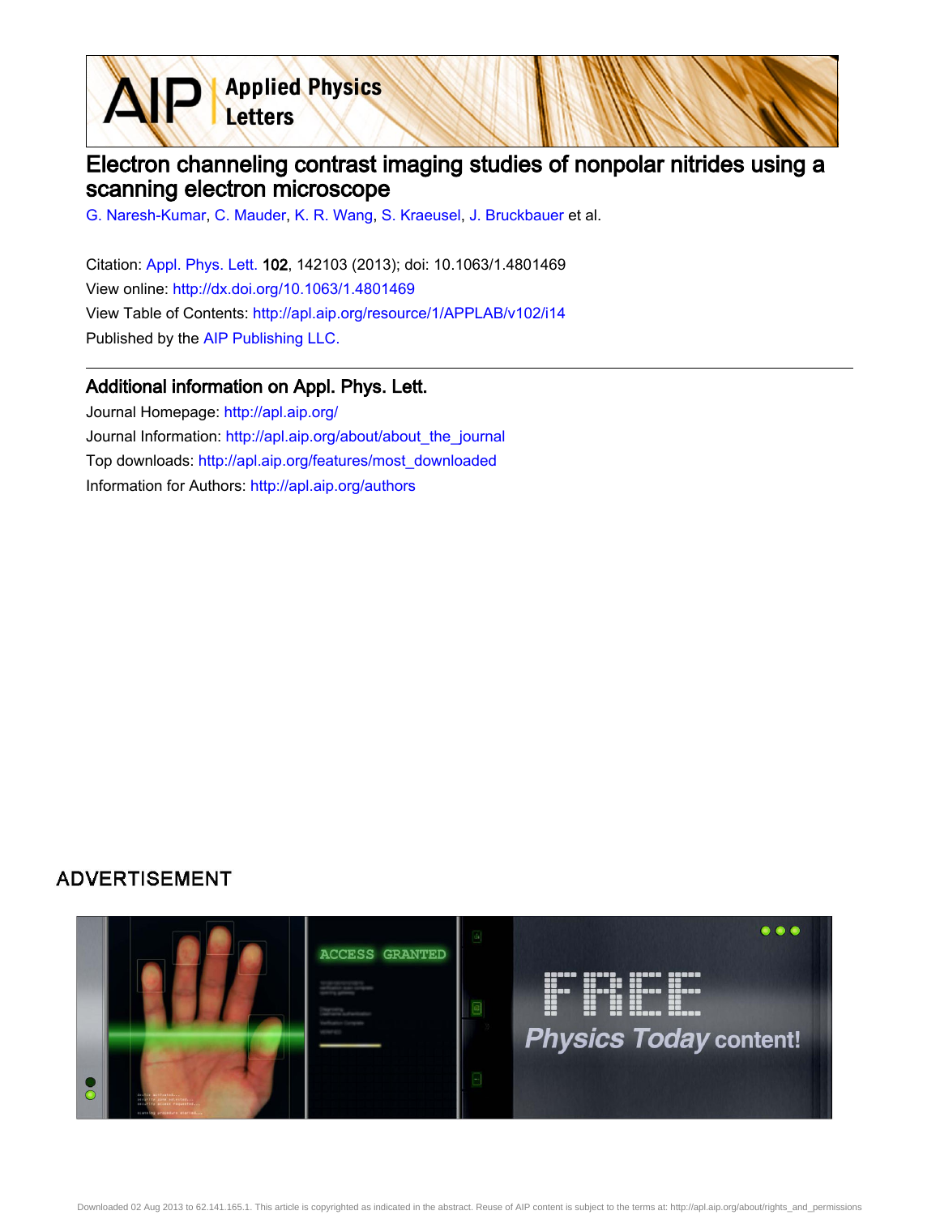# Electron channeling contrast imaging studies of nonpolar nitrides using a scanning electron microscope

G. Naresh-Kumar, C. Mauder, K. R. Wang, S. Kraeusel, J. Bruckbauer et al.

Citation: Appl. Phys. Lett. **102**, 142103 (2013); doi: 10.1063/1.4801469
View online: http://dx.doi.org/10.1063/1.4801469
View Table of Contents: http://apl.aip.org/resource/1/APPLAB/v102/i14
Published by the AIP Publishing LLC.

## Additional information on Appl. Phys. Lett.

Journal Homepage: http://apl.aip.org/
Journal Information: http://apl.aip.org/about/about_the_journal
Top downloads: http://apl.aip.org/features/most_downloaded
Information for Authors: http://apl.aip.org/authors

ADVERTISEMENT

Downloaded 02 Aug 2013 to 62.141.165.1. This article is copyrighted as indicated in the abstract. Reuse of AIP content is subject to the terms at: http://apl.aip.org/about/rights_and_permissions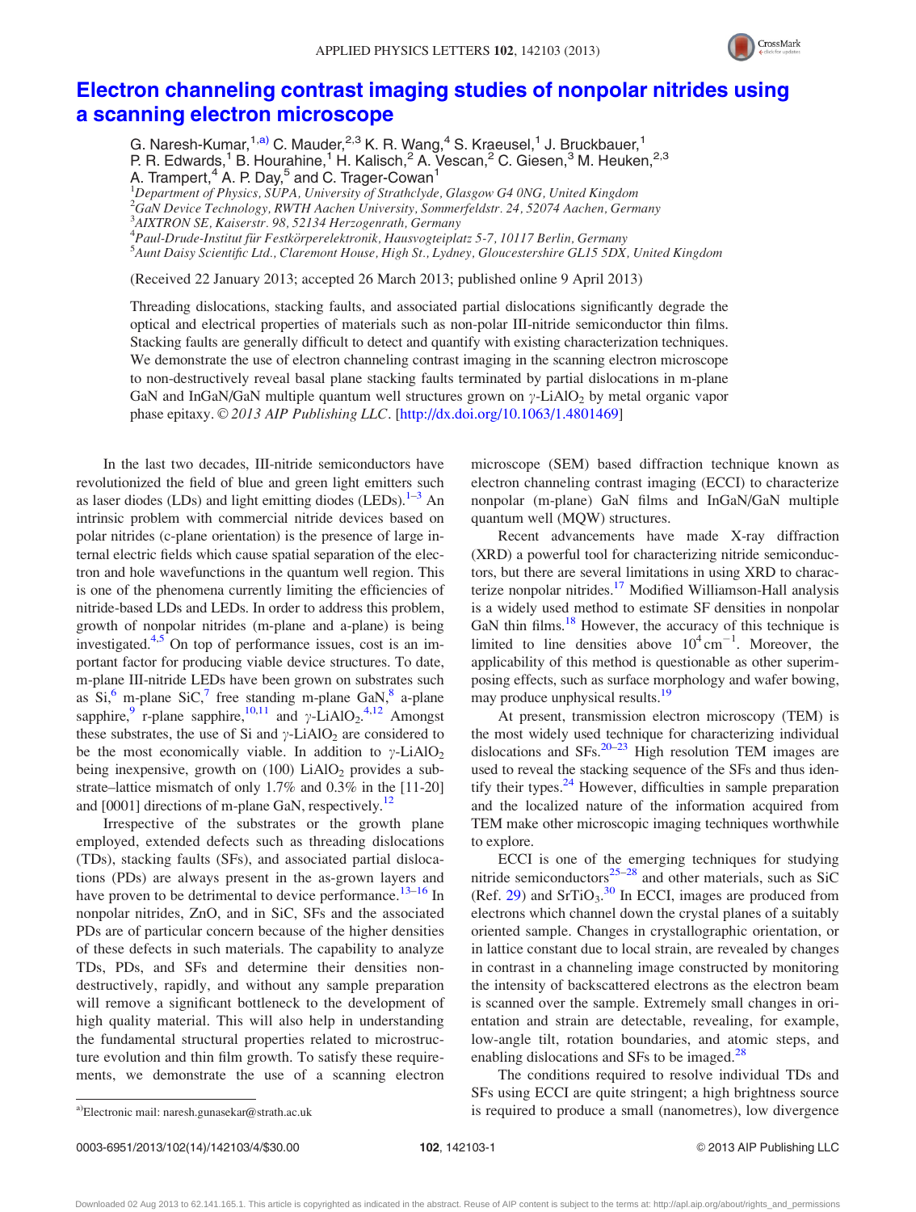# Electron channeling contrast imaging studies of nonpolar nitrides using a scanning electron microscope

G. Naresh-Kumar,[1,a)] C. Mauder,[2,3] K. R. Wang,[4] S. Kraeusel,[1] J. Bruckbauer,[1] P. R. Edwards,[1] B. Hourahine,[1] H. Kalisch,[2] A. Vescan,[2] C. Giesen,[3] M. Heuken,[2,3] A. Trampert,[4] A. P. Day,[5] and C. Trager-Cowan[1]

[1]*Department of Physics, SUPA, University of Strathclyde, Glasgow G4 0NG, United Kingdom*
[2]*GaN Device Technology, RWTH Aachen University, Sommerfeldstr. 24, 52074 Aachen, Germany*
[3]*AIXTRON SE, Kaiserstr. 98, 52134 Herzogenrath, Germany*
[4]*Paul-Drude-Institut für Festkörperelektronik, Hausvogteiplatz 5-7, 10117 Berlin, Germany*
[5]*Aunt Daisy Scientific Ltd., Claremont House, High St., Lydney, Gloucestershire GL15 5DX, United Kingdom*

(Received 22 January 2013; accepted 26 March 2013; published online 9 April 2013)

Threading dislocations, stacking faults, and associated partial dislocations significantly degrade the optical and electrical properties of materials such as non-polar III-nitride semiconductor thin films. Stacking faults are generally difficult to detect and quantify with existing characterization techniques. We demonstrate the use of electron channeling contrast imaging in the scanning electron microscope to non-destructively reveal basal plane stacking faults terminated by partial dislocations in m-plane GaN and InGaN/GaN multiple quantum well structures grown on $\gamma$-$LiAlO_2$ by metal organic vapor phase epitaxy. © *2013 AIP Publishing LLC*. [http://dx.doi.org/10.1063/1.4801469]

In the last two decades, III-nitride semiconductors have revolutionized the field of blue and green light emitters such as laser diodes (LDs) and light emitting diodes (LEDs).[1–3] An intrinsic problem with commercial nitride devices based on polar nitrides (c-plane orientation) is the presence of large internal electric fields which cause spatial separation of the electron and hole wavefunctions in the quantum well region. This is one of the phenomena currently limiting the efficiencies of nitride-based LDs and LEDs. In order to address this problem, growth of nonpolar nitrides (m-plane and a-plane) is being investigated.[4,5] On top of performance issues, cost is an important factor for producing viable device structures. To date, m-plane III-nitride LEDs have been grown on substrates such as Si,[6] m-plane SiC,[7] free standing m-plane GaN,[8] a-plane sapphire,[9] r-plane sapphire,[10,11] and $\gamma$-$LiAlO_2$.[4,12] Amongst these substrates, the use of Si and $\gamma$-$LiAlO_2$ are considered to be the most economically viable. In addition to $\gamma$-$LiAlO_2$ being inexpensive, growth on (100) $LiAlO_2$ provides a substrate–lattice mismatch of only 1.7% and 0.3% in the [11-20] and [0001] directions of m-plane GaN, respectively.[12]

Irrespective of the substrates or the growth plane employed, extended defects such as threading dislocations (TDs), stacking faults (SFs), and associated partial dislocations (PDs) are always present in the as-grown layers and have proven to be detrimental to device performance.[13–16] In nonpolar nitrides, ZnO, and in SiC, SFs and the associated PDs are of particular concern because of the higher densities of these defects in such materials. The capability to analyze TDs, PDs, and SFs and determine their densities non-destructively, rapidly, and without any sample preparation will remove a significant bottleneck to the development of high quality material. This will also help in understanding the fundamental structural properties related to microstructure evolution and thin film growth. To satisfy these requirements, we demonstrate the use of a scanning electron microscope (SEM) based diffraction technique known as electron channeling contrast imaging (ECCI) to characterize nonpolar (m-plane) GaN films and InGaN/GaN multiple quantum well (MQW) structures.

Recent advancements have made X-ray diffraction (XRD) a powerful tool for characterizing nitride semiconductors, but there are several limitations in using XRD to characterize nonpolar nitrides.[17] Modified Williamson-Hall analysis is a widely used method to estimate SF densities in nonpolar GaN thin films.[18] However, the accuracy of this technique is limited to line densities above $10^4\,cm^{-1}$. Moreover, the applicability of this method is questionable as other superimposing effects, such as surface morphology and wafer bowing, may produce unphysical results.[19]

At present, transmission electron microscopy (TEM) is the most widely used technique for characterizing individual dislocations and SFs.[20–23] High resolution TEM images are used to reveal the stacking sequence of the SFs and thus identify their types.[24] However, difficulties in sample preparation and the localized nature of the information acquired from TEM make other microscopic imaging techniques worthwhile to explore.

ECCI is one of the emerging techniques for studying nitride semiconductors[25–28] and other materials, such as SiC (Ref. 29) and $SrTiO_3$.[30] In ECCI, images are produced from electrons which channel down the crystal planes of a suitably oriented sample. Changes in crystallographic orientation, or in lattice constant due to local strain, are revealed by changes in contrast in a channeling image constructed by monitoring the intensity of backscattered electrons as the electron beam is scanned over the sample. Extremely small changes in orientation and strain are detectable, revealing, for example, low-angle tilt, rotation boundaries, and atomic steps, and enabling dislocations and SFs to be imaged.[28]

The conditions required to resolve individual TDs and SFs using ECCI are quite stringent; a high brightness source is required to produce a small (nanometres), low divergence

[a)]Electronic mail: naresh.gunasekar@strath.ac.uk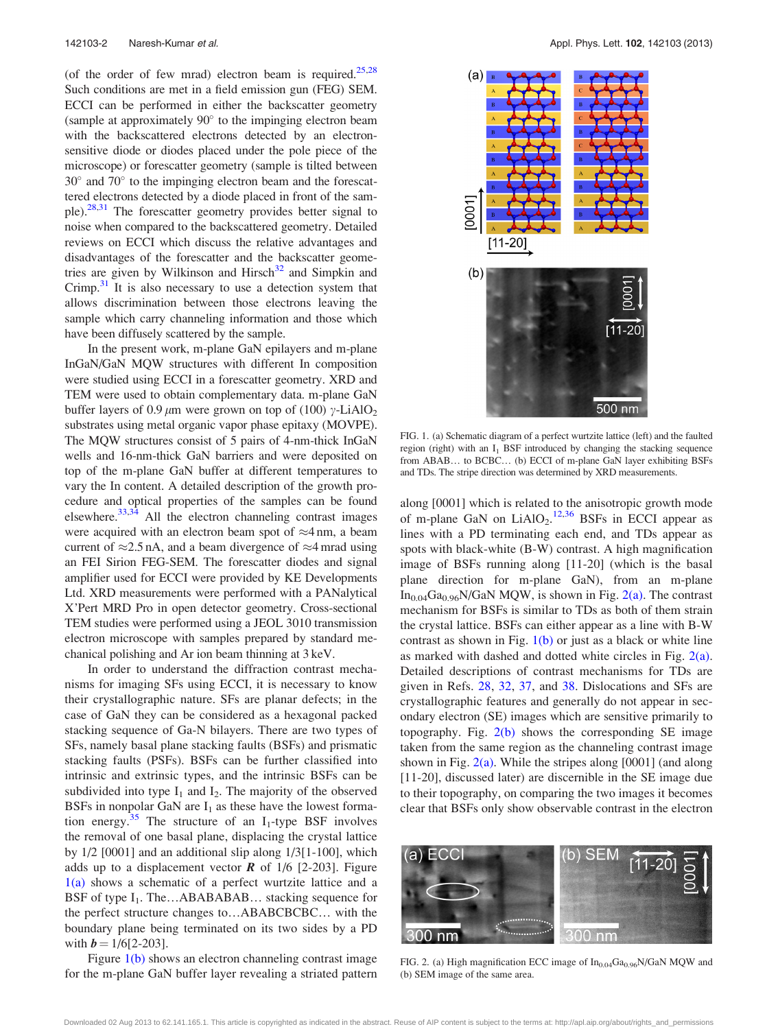(of the order of few mrad) electron beam is required.[25,28] Such conditions are met in a field emission gun (FEG) SEM. ECCI can be performed in either the backscatter geometry (sample at approximately 90° to the impinging electron beam with the backscattered electrons detected by an electron-sensitive diode or diodes placed under the pole piece of the microscope) or forescatter geometry (sample is tilted between 30° and 70° to the impinging electron beam and the forescattered electrons detected by a diode placed in front of the sample).[28,31] The forescatter geometry provides better signal to noise when compared to the backscattered geometry. Detailed reviews on ECCI which discuss the relative advantages and disadvantages of the forescatter and the backscatter geometries are given by Wilkinson and Hirsch[32] and Simpkin and Crimp.[31] It is also necessary to use a detection system that allows discrimination between those electrons leaving the sample which carry channeling information and those which have been diffusely scattered by the sample.

In the present work, m-plane GaN epilayers and m-plane InGaN/GaN MQW structures with different In composition were studied using ECCI in a forescatter geometry. XRD and TEM were used to obtain complementary data. m-plane GaN buffer layers of 0.9 $\mu$m were grown on top of (100) $\gamma$-$LiAlO_2$ substrates using metal organic vapor phase epitaxy (MOVPE). The MQW structures consist of 5 pairs of 4-nm-thick InGaN wells and 16-nm-thick GaN barriers and were deposited on top of the m-plane GaN buffer at different temperatures to vary the In content. A detailed description of the growth procedure and optical properties of the samples can be found elsewhere.[33,34] All the electron channeling contrast images were acquired with an electron beam spot of ≈4 nm, a beam current of ≈2.5 nA, and a beam divergence of ≈4 mrad using an FEI Sirion FEG-SEM. The forescatter diodes and signal amplifier used for ECCI were provided by KE Developments Ltd. XRD measurements were performed with a PANalytical X'Pert MRD Pro in open detector geometry. Cross-sectional TEM studies were performed using a JEOL 3010 transmission electron microscope with samples prepared by standard mechanical polishing and Ar ion beam thinning at 3 keV.

In order to understand the diffraction contrast mechanisms for imaging SFs using ECCI, it is necessary to know their crystallographic nature. SFs are planar defects; in the case of GaN they can be considered as a hexagonal packed stacking sequence of Ga-N bilayers. There are two types of SFs, namely basal plane stacking faults (BSFs) and prismatic stacking faults (PSFs). BSFs can be further classified into intrinsic and extrinsic types, and the intrinsic BSFs can be subdivided into type $I_1$ and $I_2$. The majority of the observed BSFs in nonpolar GaN are $I_1$ as these have the lowest formation energy.[35] The structure of an $I_1$-type BSF involves the removal of one basal plane, displacing the crystal lattice by 1/2 [0001] and an additional slip along 1/3[1-100], which adds up to a displacement vector $\boldsymbol{R}$ of 1/6 [2-203]. Figure 1(a) shows a schematic of a perfect wurtzite lattice and a BSF of type $I_1$. The…ABABABAB… stacking sequence for the perfect structure changes to…ABABCBCBC… with the boundary plane being terminated on its two sides by a PD with $\boldsymbol{b} = 1/6[2\text{-}203]$.

Figure 1(b) shows an electron channeling contrast image for the m-plane GaN buffer layer revealing a striated pattern along [0001] which is related to the anisotropic growth mode of m-plane GaN on $LiAlO_2$.[12,36] BSFs in ECCI appear as lines with a PD terminating each end, and TDs appear as spots with black-white (B-W) contrast. A high magnification image of BSFs running along [11-20] (which is the basal plane direction for m-plane GaN), from an m-plane $In_{0.04}Ga_{0.96}N$/GaN MQW, is shown in Fig. 2(a). The contrast mechanism for BSFs is similar to TDs as both of them strain the crystal lattice. BSFs can either appear as a line with B-W contrast as shown in Fig. 1(b) or just as a black or white line as marked with dashed and dotted white circles in Fig. 2(a). Detailed descriptions of contrast mechanisms for TDs are given in Refs. 28, 32, 37, and 38. Dislocations and SFs are crystallographic features and generally do not appear in secondary electron (SE) images which are sensitive primarily to topography. Fig. 2(b) shows the corresponding SE image taken from the same region as the channeling contrast image shown in Fig. 2(a). While the stripes along [0001] (and along [11-20], discussed later) are discernible in the SE image due to their topography, on comparing the two images it becomes clear that BSFs only show observable contrast in the electron

FIG. 1. (a) Schematic diagram of a perfect wurtzite lattice (left) and the faulted region (right) with an $I_1$ BSF introduced by changing the stacking sequence from ABAB… to BCBC… (b) ECCI of m-plane GaN layer exhibiting BSFs and TDs. The stripe direction was determined by XRD measurements.

FIG. 2. (a) High magnification ECC image of $In_{0.04}Ga_{0.96}N$/GaN MQW and (b) SEM image of the same area.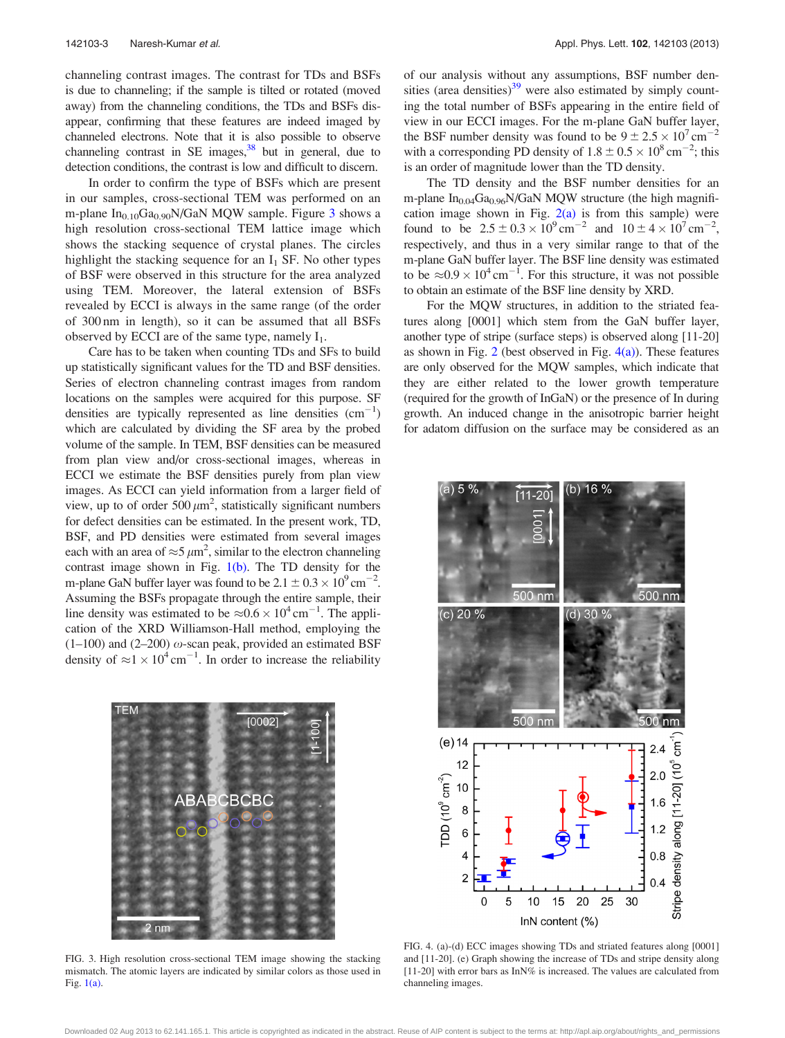channeling contrast images. The contrast for TDs and BSFs is due to channeling; if the sample is tilted or rotated (moved away) from the channeling conditions, the TDs and BSFs disappear, confirming that these features are indeed imaged by channeled electrons. Note that it is also possible to observe channeling contrast in SE images,[38] but in general, due to detection conditions, the contrast is low and difficult to discern.

In order to confirm the type of BSFs which are present in our samples, cross-sectional TEM was performed on an m-plane $In_{0.10}Ga_{0.90}N$/GaN MQW sample. Figure 3 shows a high resolution cross-sectional TEM lattice image which shows the stacking sequence of crystal planes. The circles highlight the stacking sequence for an $I_1$ SF. No other types of BSF were observed in this structure for the area analyzed using TEM. Moreover, the lateral extension of BSFs revealed by ECCI is always in the same range (of the order of 300 nm in length), so it can be assumed that all BSFs observed by ECCI are of the same type, namely $I_1$.

Care has to be taken when counting TDs and SFs to build up statistically significant values for the TD and BSF densities. Series of electron channeling contrast images from random locations on the samples were acquired for this purpose. SF densities are typically represented as line densities ($cm^{-1}$) which are calculated by dividing the SF area by the probed volume of the sample. In TEM, BSF densities can be measured from plan view and/or cross-sectional images, whereas in ECCI we estimate the BSF densities purely from plan view images. As ECCI can yield information from a larger field of view, up to of order 500 $\mu m^2$, statistically significant numbers for defect densities can be estimated. In the present work, TD, BSF, and PD densities were estimated from several images each with an area of $\approx 5\ \mu m^2$, similar to the electron channeling contrast image shown in Fig. 1(b). The TD density for the m-plane GaN buffer layer was found to be $2.1 \pm 0.3 \times 10^9\ cm^{-2}$. Assuming the BSFs propagate through the entire sample, their line density was estimated to be $\approx 0.6 \times 10^4\ cm^{-1}$. The application of the XRD Williamson-Hall method, employing the (1–100) and (2–200) $\omega$-scan peak, provided an estimated BSF density of $\approx 1 \times 10^4\ cm^{-1}$. In order to increase the reliability of our analysis without any assumptions, BSF number densities (area densities)[39] were also estimated by simply counting the total number of BSFs appearing in the entire field of view in our ECCI images. For the m-plane GaN buffer layer, the BSF number density was found to be $9 \pm 2.5 \times 10^7\ cm^{-2}$ with a corresponding PD density of $1.8 \pm 0.5 \times 10^8\ cm^{-2}$; this is an order of magnitude lower than the TD density.

The TD density and the BSF number densities for an m-plane $In_{0.04}Ga_{0.96}N$/GaN MQW structure (the high magnification image shown in Fig. 2(a) is from this sample) were found to be $2.5 \pm 0.3 \times 10^9\ cm^{-2}$ and $10 \pm 4 \times 10^7\ cm^{-2}$, respectively, and thus in a very similar range to that of the m-plane GaN buffer layer. The BSF line density was estimated to be $\approx 0.9 \times 10^4\ cm^{-1}$. For this structure, it was not possible to obtain an estimate of the BSF line density by XRD.

For the MQW structures, in addition to the striated features along [0001] which stem from the GaN buffer layer, another type of stripe (surface steps) is observed along [11-20] as shown in Fig. 2 (best observed in Fig. 4(a)). These features are only observed for the MQW samples, which indicate that they are either related to the lower growth temperature (required for the growth of InGaN) or the presence of In during growth. An induced change in the anisotropic barrier height for adatom diffusion on the surface may be considered as an

TEM
[0002]
[1-100]
ABABCBCBC
2 nm

FIG. 3. High resolution cross-sectional TEM image showing the stacking mismatch. The atomic layers are indicated by similar colors as those used in Fig. 1(a).

(a) 5 %
[11-20]
[0001]
500 nm
(b) 16 %
500 nm
(c) 20 %
500 nm
(d) 30 %
500 nm
(e)
TDD ($10^9$ cm$^{-2}$)
14
12
10
8
6
4
2
0
5
10
15
20
25
30
InN content (%)
2.4
2.0
1.6
1.2
0.8
0.4
Stripe density along [11-20] ($10^5$ cm$^{-1}$)

FIG. 4. (a)-(d) ECC images showing TDs and striated features along [0001] and [11-20]. (e) Graph showing the increase of TDs and stripe density along [11-20] with error bars as InN% is increased. The values are calculated from channeling images.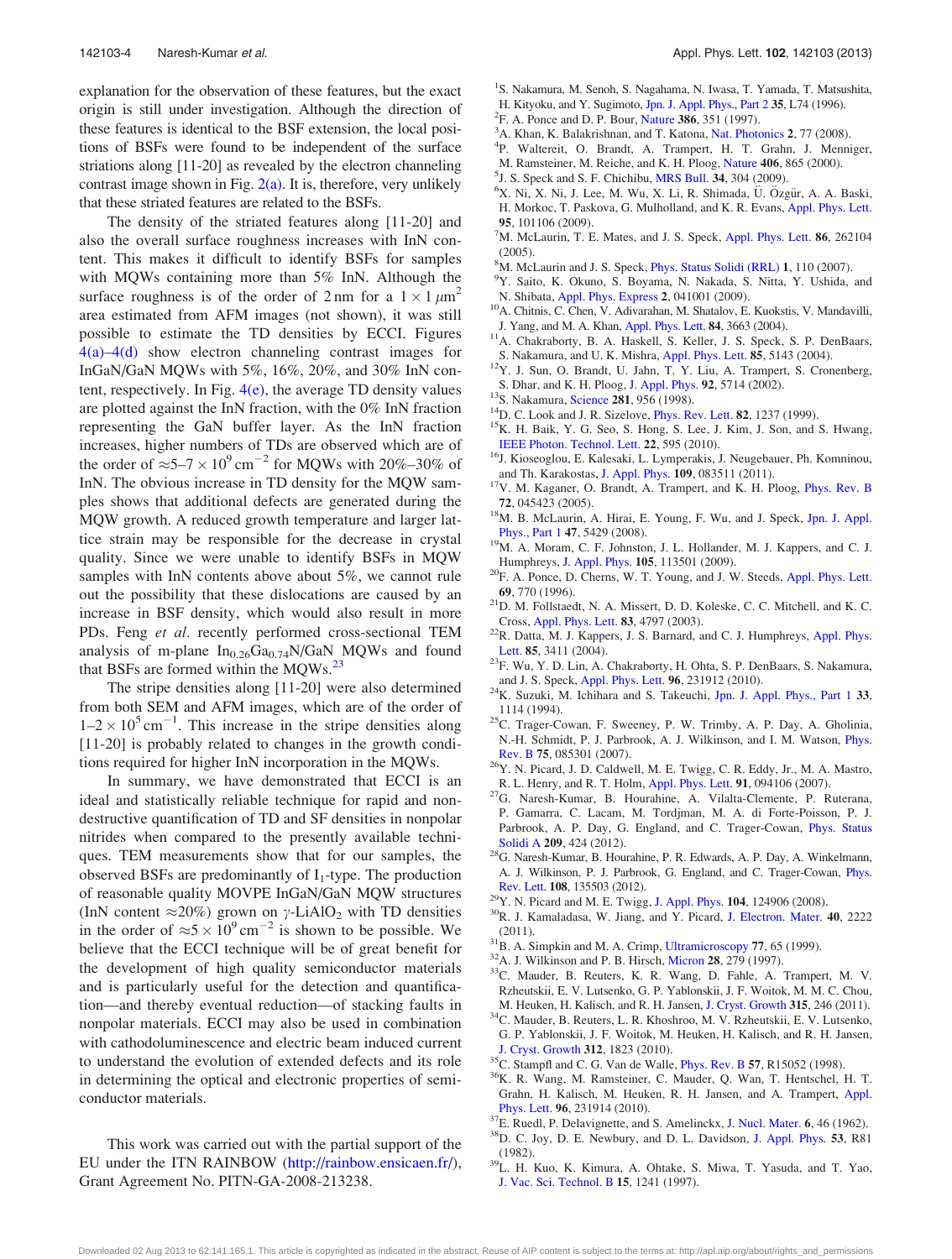explanation for the observation of these features, but the exact origin is still under investigation. Although the direction of these features is identical to the BSF extension, the local positions of BSFs were found to be independent of the surface striations along [11-20] as revealed by the electron channeling contrast image shown in Fig. 2(a). It is, therefore, very unlikely that these striated features are related to the BSFs.

The density of the striated features along [11-20] and also the overall surface roughness increases with InN content. This makes it difficult to identify BSFs for samples with MQWs containing more than 5% InN. Although the surface roughness is of the order of 2 nm for a $1 \times 1\,\mu m^2$ area estimated from AFM images (not shown), it was still possible to estimate the TD densities by ECCI. Figures 4(a)–4(d) show electron channeling contrast images for InGaN/GaN MQWs with 5%, 16%, 20%, and 30% InN content, respectively. In Fig. 4(e), the average TD density values are plotted against the InN fraction, with the 0% InN fraction representing the GaN buffer layer. As the InN fraction increases, higher numbers of TDs are observed which are of the order of $\approx 5–7 \times 10^9\,cm^{-2}$ for MQWs with 20%–30% of InN. The obvious increase in TD density for the MQW samples shows that additional defects are generated during the MQW growth. A reduced growth temperature and larger lattice strain may be responsible for the decrease in crystal quality. Since we were unable to identify BSFs in MQW samples with InN contents above about 5%, we cannot rule out the possibility that these dislocations are caused by an increase in BSF density, which would also result in more PDs. Feng *et al.* recently performed cross-sectional TEM analysis of m-plane $In_{0.26}Ga_{0.74}N$/GaN MQWs and found that BSFs are formed within the MQWs.[23]

The stripe densities along [11-20] were also determined from both SEM and AFM images, which are of the order of $1–2 \times 10^5\,cm^{-1}$. This increase in the stripe densities along [11-20] is probably related to changes in the growth conditions required for higher InN incorporation in the MQWs.

In summary, we have demonstrated that ECCI is an ideal and statistically reliable technique for rapid and non-destructive quantification of TD and SF densities in nonpolar nitrides when compared to the presently available techniques. TEM measurements show that for our samples, the observed BSFs are predominantly of $I_1$-type. The production of reasonable quality MOVPE InGaN/GaN MQW structures (InN content $\approx$20%) grown on $\gamma$-$LiAlO_2$ with TD densities in the order of $\approx 5 \times 10^9\,cm^{-2}$ is shown to be possible. We believe that the ECCI technique will be of great benefit for the development of high quality semiconductor materials and is particularly useful for the detection and quantification—and thereby eventual reduction—of stacking faults in nonpolar materials. ECCI may also be used in combination with cathodoluminescence and electric beam induced current to understand the evolution of extended defects and its role in determining the optical and electronic properties of semiconductor materials.

This work was carried out with the partial support of the EU under the ITN RAINBOW (http://rainbow.ensicaen.fr/), Grant Agreement No. PITN-GA-2008-213238.

[1] S. Nakamura, M. Senoh, S. Nagahama, N. Iwasa, T. Yamada, T. Matsushita, H. Kityoku, and Y. Sugimoto, Jpn. J. Appl. Phys., Part 2 35, L74 (1996).
[2] F. A. Ponce and D. P. Bour, Nature 386, 351 (1997).
[3] A. Khan, K. Balakrishnan, and T. Katona, Nat. Photonics 2, 77 (2008).
[4] P. Waltereit, O. Brandt, A. Trampert, H. T. Grahn, J. Menniger, M. Ramsteiner, M. Reiche, and K. H. Ploog, Nature 406, 865 (2000).
[5] J. S. Speck and S. F. Chichibu, MRS Bull. 34, 304 (2009).
[6] X. Ni, X. Ni, J. Lee, M. Wu, X. Li, R. Shimada, Ü. Özgür, A. A. Baski, H. Morkoc, T. Paskova, G. Mulholland, and K. R. Evans, Appl. Phys. Lett. 95, 101106 (2009).
[7] M. McLaurin, T. E. Mates, and J. S. Speck, Appl. Phys. Lett. 86, 262104 (2005).
[8] M. McLaurin and J. S. Speck, Phys. Status Solidi (RRL) 1, 110 (2007).
[9] Y. Saito, K. Okuno, S. Boyama, N. Nakada, S. Nitta, Y. Ushida, and N. Shibata, Appl. Phys. Express 2, 041001 (2009).
[10] A. Chitnis, C. Chen, V. Adivarahan, M. Shatalov, E. Kuokstis, V. Mandavilli, J. Yang, and M. A. Khan, Appl. Phys. Lett. 84, 3663 (2004).
[11] A. Chakraborty, B. A. Haskell, S. Keller, J. S. Speck, S. P. DenBaars, S. Nakamura, and U. K. Mishra, Appl. Phys. Lett. 85, 5143 (2004).
[12] Y. J. Sun, O. Brandt, U. Jahn, T. Y. Liu, A. Trampert, S. Cronenberg, S. Dhar, and K. H. Ploog, J. Appl. Phys. 92, 5714 (2002).
[13] S. Nakamura, Science 281, 956 (1998).
[14] D. C. Look and J. R. Sizelove, Phys. Rev. Lett. 82, 1237 (1999).
[15] K. H. Baik, Y. G. Seo, S. Hong, S. Lee, J. Kim, J. Son, and S. Hwang, IEEE Photon. Technol. Lett. 22, 595 (2010).
[16] J. Kioseoglou, E. Kalesaki, L. Lymperakis, J. Neugebauer, Ph. Komninou, and Th. Karakostas, J. Appl. Phys. 109, 083511 (2011).
[17] V. M. Kaganer, O. Brandt, A. Trampert, and K. H. Ploog, Phys. Rev. B 72, 045423 (2005).
[18] M. B. McLaurin, A. Hirai, E. Young, F. Wu, and J. Speck, Jpn. J. Appl. Phys., Part 1 47, 5429 (2008).
[19] M. A. Moram, C. F. Johnston, J. L. Hollander, M. J. Kappers, and C. J. Humphreys, J. Appl. Phys. 105, 113501 (2009).
[20] F. A. Ponce, D. Cherns, W. T. Young, and J. W. Steeds, Appl. Phys. Lett. 69, 770 (1996).
[21] D. M. Follstaedt, N. A. Missert, D. D. Koleske, C. C. Mitchell, and K. C. Cross, Appl. Phys. Lett. 83, 4797 (2003).
[22] R. Datta, M. J. Kappers, J. S. Barnard, and C. J. Humphreys, Appl. Phys. Lett. 85, 3411 (2004).
[23] F. Wu, Y. D. Lin, A. Chakraborty, H. Ohta, S. P. DenBaars, S. Nakamura, and J. S. Speck, Appl. Phys. Lett. 96, 231912 (2010).
[24] K. Suzuki, M. Ichihara and S. Takeuchi, Jpn. J. Appl. Phys., Part 1 33, 1114 (1994).
[25] C. Trager-Cowan, F. Sweeney, P. W. Trimby, A. P. Day, A. Gholinia, N.-H. Schmidt, P. J. Parbrook, A. J. Wilkinson, and I. M. Watson, Phys. Rev. B 75, 085301 (2007).
[26] Y. N. Picard, J. D. Caldwell, M. E. Twigg, C. R. Eddy, Jr., M. A. Mastro, R. L. Henry, and R. T. Holm, Appl. Phys. Lett. 91, 094106 (2007).
[27] G. Naresh-Kumar, B. Hourahine, A. Vilalta-Clemente, P. Ruterana, P. Gamarra, C. Lacam, M. Tordjman, M. A. di Forte-Poisson, P. J. Parbrook, A. P. Day, G. England, and C. Trager-Cowan, Phys. Status Solidi A 209, 424 (2012).
[28] G. Naresh-Kumar, B. Hourahine, P. R. Edwards, A. P. Day, A. Winkelmann, A. J. Wilkinson, P. J. Parbrook, G. England, and C. Trager-Cowan, Phys. Rev. Lett. 108, 135503 (2012).
[29] Y. N. Picard and M. E. Twigg, J. Appl. Phys. 104, 124906 (2008).
[30] R. J. Kamaladasa, W. Jiang, and Y. Picard, J. Electron. Mater. 40, 2222 (2011).
[31] B. A. Simpkin and M. A. Crimp, Ultramicroscopy 77, 65 (1999).
[32] A. J. Wilkinson and P. B. Hirsch, Micron 28, 279 (1997).
[33] C. Mauder, B. Reuters, K. R. Wang, D. Fahle, A. Trampert, M. V. Rzheutskii, E. V. Lutsenko, G. P. Yablonskii, J. F. Woitok, M. M. C. Chou, M. Heuken, H. Kalisch, and R. H. Jansen, J. Cryst. Growth 315, 246 (2011).
[34] C. Mauder, B. Reuters, L. R. Khoshroo, M. V. Rzheutskii, E. V. Lutsenko, G. P. Yablonskii, J. F. Woitok, M. Heuken, H. Kalisch, and R. H. Jansen, J. Cryst. Growth 312, 1823 (2010).
[35] C. Stampfl and C. G. Van de Walle, Phys. Rev. B 57, R15052 (1998).
[36] K. R. Wang, M. Ramsteiner, C. Mauder, Q. Wan, T. Hentschel, H. T. Grahn, H. Kalisch, M. Heuken, R. H. Jansen, and A. Trampert, Appl. Phys. Lett. 96, 231914 (2010).
[37] E. Ruedl, P. Delavignette, and S. Amelinckx, J. Nucl. Mater. 6, 46 (1962).
[38] D. C. Joy, D. E. Newbury, and D. L. Davidson, J. Appl. Phys. 53, R81 (1982).
[39] L. H. Kuo, K. Kimura, A. Ohtake, S. Miwa, T. Yasuda, and T. Yao, J. Vac. Sci. Technol. B 15, 1241 (1997).